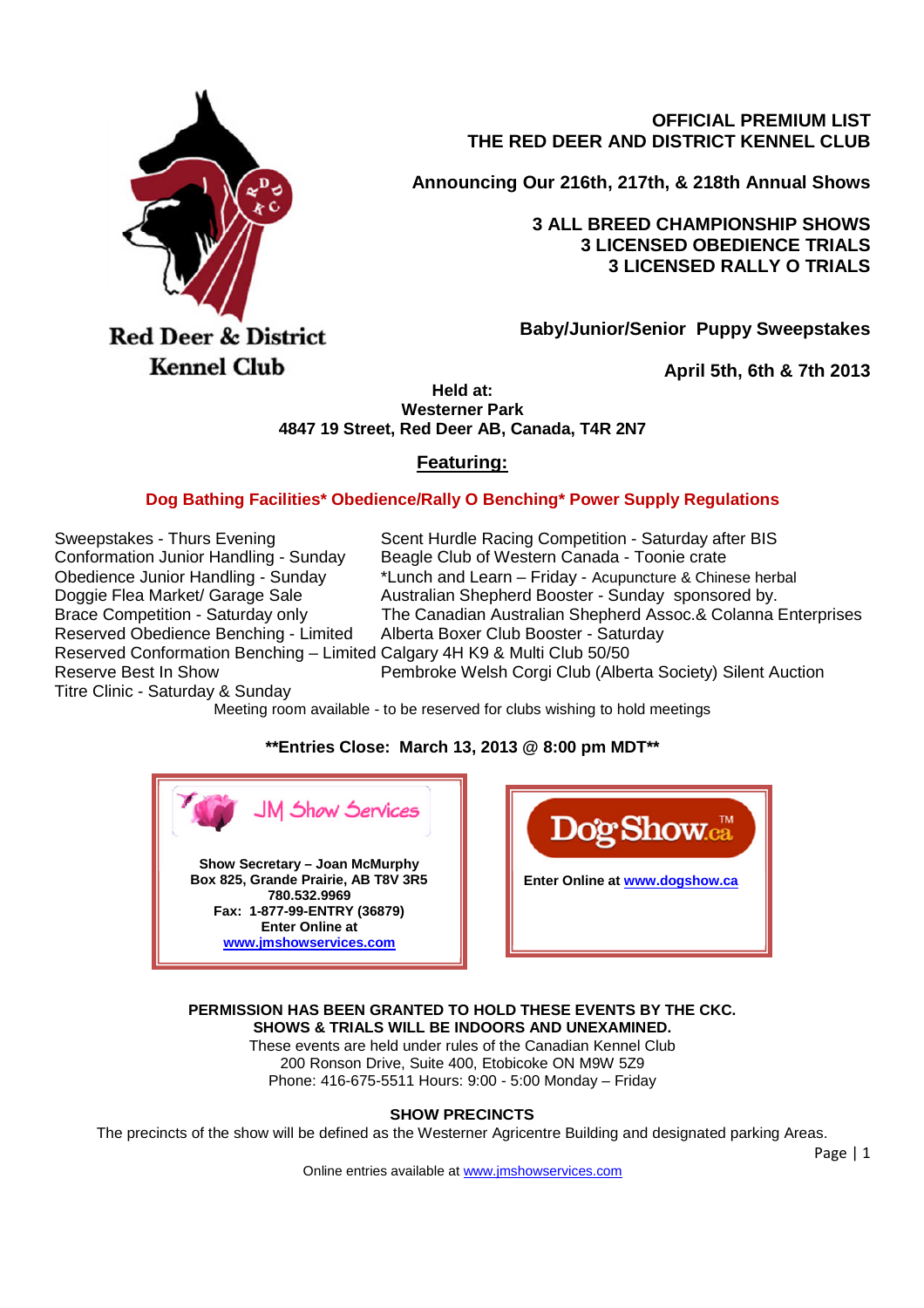Red Deer & District Kennel Club

# OFFICIAL PREMIUM LIST
# THE RED DEER AND DISTRICT KENNEL CLUB

**Announcing Our 216th, 217th, & 218th Annual Shows**

**3 ALL BREED CHAMPIONSHIP SHOWS**
**3 LICENSED OBEDIENCE TRIALS**
**3 LICENSED RALLY O TRIALS**

**Baby/Junior/Senior Puppy Sweepstakes**

**April 5th, 6th & 7th 2013**

**Held at:**
**Westerner Park**
**4847 19 Street, Red Deer AB, Canada, T4R 2N7**

## Featuring:

**Dog Bathing Facilities* Obedience/Rally O Benching* Power Supply Regulations**

- Sweepstakes - Thurs Evening
- Conformation Junior Handling - Sunday
- Obedience Junior Handling - Sunday
- Doggie Flea Market/ Garage Sale
- Brace Competition - Saturday only
- Reserved Obedience Benching - Limited
- Reserved Conformation Benching – Limited
- Reserve Best In Show
- Titre Clinic - Saturday & Sunday
- Scent Hurdle Racing Competition - Saturday after BIS
- Beagle Club of Western Canada - Toonie crate
- *Lunch and Learn – Friday - Acupuncture & Chinese herbal
- Australian Shepherd Booster - Sunday sponsored by. The Canadian Australian Shepherd Assoc.& Colanna Enterprises
- Alberta Boxer Club Booster - Saturday
- Calgary 4H K9 & Multi Club 50/50
- Pembroke Welsh Corgi Club (Alberta Society) Silent Auction

Meeting room available - to be reserved for clubs wishing to hold meetings

**Entries Close: March 13, 2013 @ 8:00 pm MDT**

JM Show Services

**Show Secretary – Joan McMurphy**
**Box 825, Grande Prairie, AB T8V 3R5**
**780.532.9969**
**Fax: 1-877-99-ENTRY (36879)**
**Enter Online at**
**www.jmshowservices.com**

DogShow.ca™

**Enter Online at www.dogshow.ca**

**PERMISSION HAS BEEN GRANTED TO HOLD THESE EVENTS BY THE CKC.**
**SHOWS & TRIALS WILL BE INDOORS AND UNEXAMINED.**

These events are held under rules of the Canadian Kennel Club
200 Ronson Drive, Suite 400, Etobicoke ON M9W 5Z9
Phone: 416-675-5511 Hours: 9:00 - 5:00 Monday – Friday

**SHOW PRECINCTS**

The precincts of the show will be defined as the Westerner Agricentre Building and designated parking Areas.

Online entries available at www.jmshowservices.com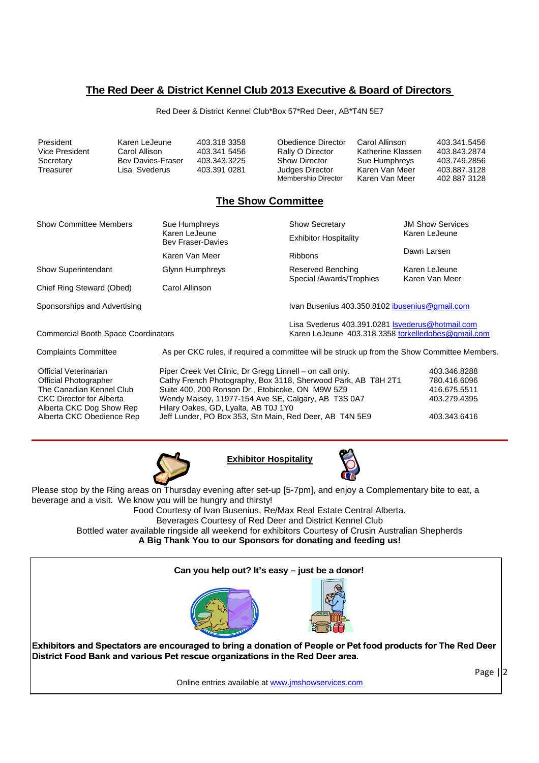## The Red Deer & District Kennel Club 2013 Executive & Board of Directors

Red Deer & District Kennel Club*Box 57*Red Deer, AB*T4N 5E7

| | | | | | |
|---|---|---|---|---|---|
| President | Karen LeJeune | 403.318 3358 | Obedience Director | Carol Allinson | 403.341.5456 |
| Vice President | Carol Allison | 403.341 5456 | Rally O Director | Katherine Klassen | 403.843.2874 |
| Secretary | Bev Davies-Fraser | 403.343.3225 | Show Director | Sue Humphreys | 403.749.2856 |
| Treasurer | Lisa Svederus | 403.391 0281 | Judges Director | Karen Van Meer | 403.887.3128 |
| | | | Membership Director | Karen Van Meer | 402 887 3128 |

## The Show Committee

| | | | |
|---|---|---|---|
| Show Committee Members | Sue Humphreys<br>Karen LeJeune<br>Bev Fraser-Davies | Show Secretary<br>Exhibitor Hospitality | JM Show Services<br>Karen LeJeune |
| | Karen Van Meer | Ribbons | Dawn Larsen |
| Show Superintendant | Glynn Humphreys | Reserved Benching<br>Special /Awards/Trophies | Karen LeJeune<br>Karen Van Meer |
| Chief Ring Steward (Obed) | Carol Allinson | | |
| Sponsorships and Advertising | | Ivan Busenius 403.350.8102 ibusenius@gmail.com | |
| Commercial Booth Space Coordinators | | Lisa Svederus 403.391.0281 lsvederus@hotmail.com<br>Karen LeJeune 403.318.3358 torkelledobes@gmail.com | |

Complaints Committee — As per CKC rules, if required a committee will be struck up from the Show Committee Members.

| | | |
|---|---|---|
| Official Veterinarian | Piper Creek Vet Clinic, Dr Gregg Linnell – on call only. | 403.346.8288 |
| Official Photographer | Cathy French Photography, Box 3118, Sherwood Park, AB T8H 2T1 | 780.416.6096 |
| The Canadian Kennel Club | Suite 400, 200 Ronson Dr., Etobicoke, ON M9W 5Z9 | 416.675.5511 |
| CKC Director for Alberta | Wendy Maisey, 11977-154 Ave SE, Calgary, AB T3S 0A7 | 403.279.4395 |
| Alberta CKC Dog Show Rep | Hilary Oakes, GD, Lyalta, AB T0J 1Y0 | |
| Alberta CKC Obedience Rep | Jeff Lunder, PO Box 353, Stn Main, Red Deer, AB T4N 5E9 | 403.343.6416 |

---

### Exhibitor Hospitality

Please stop by the Ring areas on Thursday evening after set-up [5-7pm], and enjoy a Complementary bite to eat, a beverage and a visit. We know you will be hungry and thirsty!

Food Courtesy of Ivan Busenius, Re/Max Real Estate Central Alberta.

Beverages Courtesy of Red Deer and District Kennel Club

Bottled water available ringside all weekend for exhibitors Courtesy of Crusin Australian Shepherds

**A Big Thank You to our Sponsors for donating and feeding us!**

**Can you help out? It's easy – just be a donor!**

**Exhibitors and Spectators are encouraged to bring a donation of People or Pet food products for The Red Deer District Food Bank and various Pet rescue organizations in the Red Deer area.**

Online entries available at www.jmshowservices.com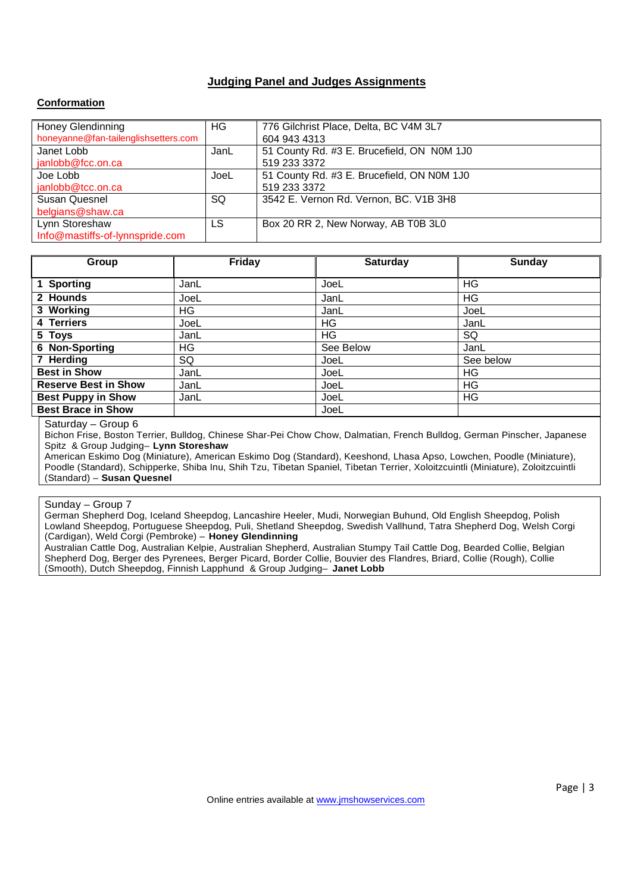## Judging Panel and Judges Assignments

### Conformation

| | | |
|---|---|---|
| Honey Glendinning<br>honeyanne@fan-tailenglishsetters.com | HG | 776 Gilchrist Place, Delta, BC V4M 3L7<br>604 943 4313 |
| Janet Lobb<br>janlobb@fcc.on.ca | JanL | 51 County Rd. #3 E. Brucefield, ON N0M 1J0<br>519 233 3372 |
| Joe Lobb<br>janlobb@tcc.on.ca | JoeL | 51 County Rd. #3 E. Brucefield, ON N0M 1J0<br>519 233 3372 |
| Susan Quesnel<br>belgians@shaw.ca | SQ | 3542 E. Vernon Rd. Vernon, BC. V1B 3H8 |
| Lynn Storeshaw<br>Info@mastiffs-of-lynnspride.com | LS | Box 20 RR 2, New Norway, AB T0B 3L0 |

| Group | Friday | Saturday | Sunday |
|---|---|---|---|
| **1 Sporting** | JanL | JoeL | HG |
| **2 Hounds** | JoeL | JanL | HG |
| **3 Working** | HG | JanL | JoeL |
| **4 Terriers** | JoeL | HG | JanL |
| **5 Toys** | JanL | HG | SQ |
| **6 Non-Sporting** | HG | See Below | JanL |
| **7 Herding** | SQ | JoeL | See below |
| **Best in Show** | JanL | JoeL | HG |
| **Reserve Best in Show** | JanL | JoeL | HG |
| **Best Puppy in Show** | JanL | JoeL | HG |
| **Best Brace in Show** | | JoeL | |

Saturday – Group 6

Bichon Frise, Boston Terrier, Bulldog, Chinese Shar-Pei Chow Chow, Dalmatian, French Bulldog, German Pinscher, Japanese Spitz & Group Judging– **Lynn Storeshaw**

American Eskimo Dog (Miniature), American Eskimo Dog (Standard), Keeshond, Lhasa Apso, Lowchen, Poodle (Miniature), Poodle (Standard), Schipperke, Shiba Inu, Shih Tzu, Tibetan Spaniel, Tibetan Terrier, Xoloitzcuintli (Miniature), Zoloitzcuintli (Standard) – **Susan Quesnel**

Sunday – Group 7

German Shepherd Dog, Iceland Sheepdog, Lancashire Heeler, Mudi, Norwegian Buhund, Old English Sheepdog, Polish Lowland Sheepdog, Portuguese Sheepdog, Puli, Shetland Sheepdog, Swedish Vallhund, Tatra Shepherd Dog, Welsh Corgi (Cardigan), Weld Corgi (Pembroke) – **Honey Glendinning**

Australian Cattle Dog, Australian Kelpie, Australian Shepherd, Australian Stumpy Tail Cattle Dog, Bearded Collie, Belgian Shepherd Dog, Berger des Pyrenees, Berger Picard, Border Collie, Bouvier des Flandres, Briard, Collie (Rough), Collie (Smooth), Dutch Sheepdog, Finnish Lapphund & Group Judging– **Janet Lobb**

Online entries available at www.jmshowservices.com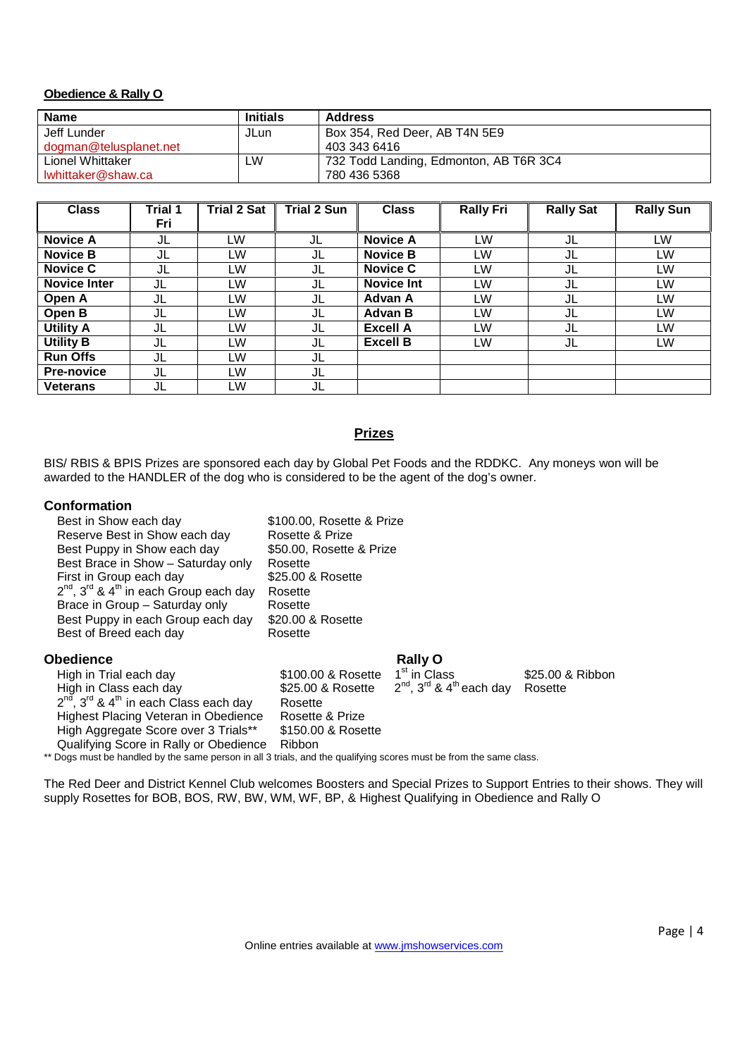**Obedience & Rally O**

| Name | Initials | Address |
|---|---|---|
| Jeff Lunder<br>dogman@telusplanet.net | JLun | Box 354, Red Deer, AB T4N 5E9<br>403 343 6416 |
| Lionel Whittaker<br>lwhittaker@shaw.ca | LW | 732 Todd Landing, Edmonton, AB T6R 3C4<br>780 436 5368 |

| Class | Trial 1 Fri | Trial 2 Sat | Trial 2 Sun | Class | Rally Fri | Rally Sat | Rally Sun |
|---|---|---|---|---|---|---|---|
| **Novice A** | JL | LW | JL | **Novice A** | LW | JL | LW |
| **Novice B** | JL | LW | JL | **Novice B** | LW | JL | LW |
| **Novice C** | JL | LW | JL | **Novice C** | LW | JL | LW |
| **Novice Inter** | JL | LW | JL | **Novice Int** | LW | JL | LW |
| **Open A** | JL | LW | JL | **Advan A** | LW | JL | LW |
| **Open B** | JL | LW | JL | **Advan B** | LW | JL | LW |
| **Utility A** | JL | LW | JL | **Excell A** | LW | JL | LW |
| **Utility B** | JL | LW | JL | **Excell B** | LW | JL | LW |
| **Run Offs** | JL | LW | JL | | | | |
| **Pre-novice** | JL | LW | JL | | | | |
| **Veterans** | JL | LW | JL | | | | |

## Prizes

BIS/ RBIS & BPIS Prizes are sponsored each day by Global Pet Foods and the RDDKC. Any moneys won will be awarded to the HANDLER of the dog who is considered to be the agent of the dog's owner.

### Conformation

| | |
|---|---|
| Best in Show each day | \$100.00, Rosette & Prize |
| Reserve Best in Show each day | Rosette & Prize |
| Best Puppy in Show each day | \$50.00, Rosette & Prize |
| Best Brace in Show – Saturday only | Rosette |
| First in Group each day | \$25.00 & Rosette |
| 2nd, 3rd & 4th in each Group each day | Rosette |
| Brace in Group – Saturday only | Rosette |
| Best Puppy in each Group each day | \$20.00 & Rosette |
| Best of Breed each day | Rosette |

### Obedience

| | |
|---|---|
| High in Trial each day | \$100.00 & Rosette |
| High in Class each day | \$25.00 & Rosette |
| 2nd, 3rd & 4th in each Class each day | Rosette |
| Highest Placing Veteran in Obedience | Rosette & Prize |
| High Aggregate Score over 3 Trials** | \$150.00 & Rosette |
| Qualifying Score in Rally or Obedience | Ribbon |

### Rally O

| | |
|---|---|
| 1st in Class | \$25.00 & Ribbon |
| 2nd, 3rd & 4th each day | Rosette |

** Dogs must be handled by the same person in all 3 trials, and the qualifying scores must be from the same class.

The Red Deer and District Kennel Club welcomes Boosters and Special Prizes to Support Entries to their shows. They will supply Rosettes for BOB, BOS, RW, BW, WM, WF, BP, & Highest Qualifying in Obedience and Rally O

Online entries available at www.jmshowservices.com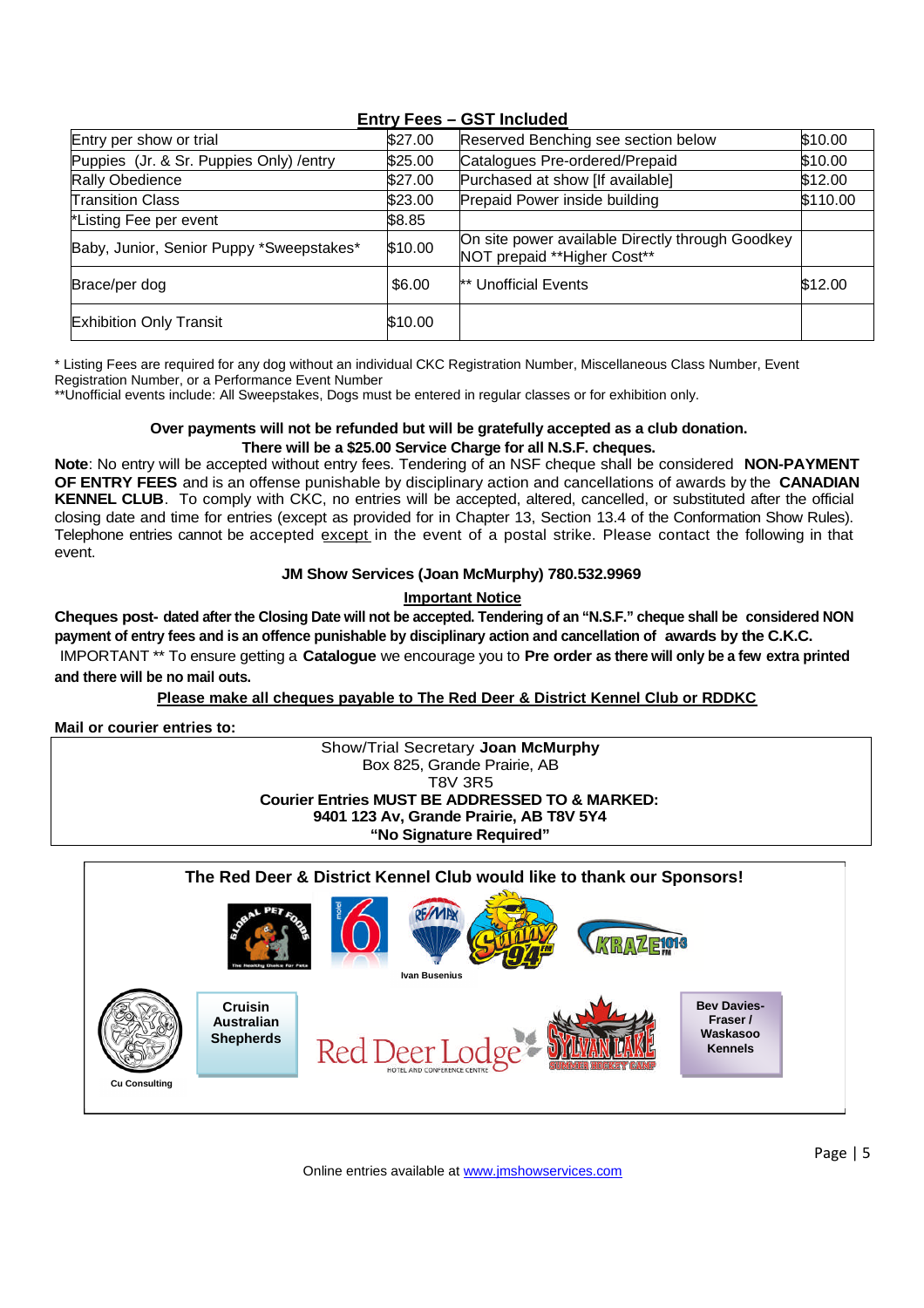## Entry Fees – GST Included

| | | | |
|---|---|---|---|
| Entry per show or trial | $27.00 | Reserved Benching see section below | $10.00 |
| Puppies (Jr. & Sr. Puppies Only) /entry | $25.00 | Catalogues Pre-ordered/Prepaid | $10.00 |
| Rally Obedience | $27.00 | Purchased at show [If available] | $12.00 |
| Transition Class | $23.00 | Prepaid Power inside building | $110.00 |
| *Listing Fee per event | $8.85 | | |
| Baby, Junior, Senior Puppy *Sweepstakes* | $10.00 | On site power available Directly through Goodkey NOT prepaid **Higher Cost** | |
| Brace/per dog | $6.00 | ** Unofficial Events | $12.00 |
| Exhibition Only Transit | $10.00 | | |

* Listing Fees are required for any dog without an individual CKC Registration Number, Miscellaneous Class Number, Event Registration Number, or a Performance Event Number

**Unofficial events include: All Sweepstakes, Dogs must be entered in regular classes or for exhibition only.

**Over payments will not be refunded but will be gratefully accepted as a club donation.**

**There will be a $25.00 Service Charge for all N.S.F. cheques.**

**Note**: No entry will be accepted without entry fees. Tendering of an NSF cheque shall be considered **NON-PAYMENT OF ENTRY FEES** and is an offense punishable by disciplinary action and cancellations of awards by the **CANADIAN KENNEL CLUB**. To comply with CKC, no entries will be accepted, altered, cancelled, or substituted after the official closing date and time for entries (except as provided for in Chapter 13, Section 13.4 of the Conformation Show Rules). Telephone entries cannot be accepted except in the event of a postal strike. Please contact the following in that event.

**JM Show Services (Joan McMurphy) 780.532.9969**

**Important Notice**

**Cheques post- dated after the Closing Date will not be accepted. Tendering of an "N.S.F." cheque shall be considered NON payment of entry fees and is an offence punishable by disciplinary action and cancellation of awards by the C.K.C.**

IMPORTANT ** To ensure getting a **Catalogue** we encourage you to **Pre order as there will only be a few extra printed and there will be no mail outs.**

**Please make all cheques payable to The Red Deer & District Kennel Club or RDDKC**

**Mail or courier entries to:**

Show/Trial Secretary **Joan McMurphy**
Box 825, Grande Prairie, AB
T8V 3R5
**Courier Entries MUST BE ADDRESSED TO & MARKED:**
**9401 123 Av, Grande Prairie, AB T8V 5Y4**
**"No Signature Required"**

**The Red Deer & District Kennel Club would like to thank our Sponsors!**

Global Pet Foods – Motel 6 – RE/MAX Ivan Busenius – Sunny 94 – KRAZE 101.3

Cu Consulting – Cruisin Australian Shepherds – Red Deer Lodge – Sylvan Lake – Bev Davies-Fraser / Waskasoo Kennels

Online entries available at www.jmshowservices.com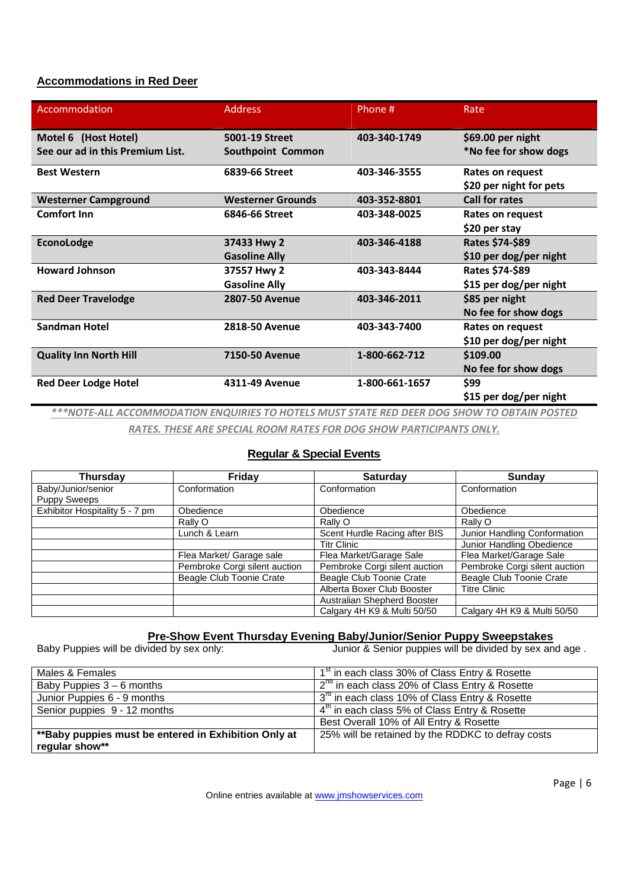## Accommodations in Red Deer

| Accommodation | Address | Phone # | Rate |
|---|---|---|---|
| **Motel 6 (Host Hotel)**<br>**See our ad in this Premium List.** | **5001-19 Street**<br>**Southpoint Common** | **403-340-1749** | **$69.00 per night**<br>**\*No fee for show dogs** |
| **Best Western** | **6839-66 Street** | **403-346-3555** | **Rates on request**<br>**$20 per night for pets** |
| **Westerner Campground** | **Westerner Grounds** | **403-352-8801** | **Call for rates** |
| **Comfort Inn** | **6846-66 Street** | **403-348-0025** | **Rates on request**<br>**$20 per stay** |
| **EconoLodge** | **37433 Hwy 2**<br>**Gasoline Ally** | **403-346-4188** | **Rates $74-$89**<br>**$10 per dog/per night** |
| **Howard Johnson** | **37557 Hwy 2**<br>**Gasoline Ally** | **403-343-8444** | **Rates $74-$89**<br>**$15 per dog/per night** |
| **Red Deer Travelodge** | **2807-50 Avenue** | **403-346-2011** | **$85 per night**<br>**No fee for show dogs** |
| **Sandman Hotel** | **2818-50 Avenue** | **403-343-7400** | **Rates on request**<br>**$10 per dog/per night** |
| **Quality Inn North Hill** | **7150-50 Avenue** | **1-800-662-712** | **$109.00**<br>**No fee for show dogs** |
| **Red Deer Lodge Hotel** | **4311-49 Avenue** | **1-800-661-1657** | **$99**<br>**$15 per dog/per night** |

***\*\*\*NOTE-ALL ACCOMMODATION ENQUIRIES TO HOTELS MUST STATE RED DEER DOG SHOW TO OBTAIN POSTED RATES. THESE ARE SPECIAL ROOM RATES FOR DOG SHOW PARTICIPANTS ONLY.***

## Regular & Special Events

| Thursday | Friday | Saturday | Sunday |
|---|---|---|---|
| Baby/Junior/senior Puppy Sweeps | Conformation | Conformation | Conformation |
| Exhibitor Hospitality 5 - 7 pm | Obedience | Obedience | Obedience |
| | Rally O | Rally O | Rally O |
| | Lunch & Learn | Scent Hurdle Racing after BIS | Junior Handling Conformation |
| | | Titr Clinic | Junior Handling Obedience |
| | Flea Market/ Garage sale | Flea Market/Garage Sale | Flea Market/Garage Sale |
| | Pembroke Corgi silent auction | Pembroke Corgi silent auction | Pembroke Corgi silent auction |
| | Beagle Club Toonie Crate | Beagle Club Toonie Crate | Beagle Club Toonie Crate |
| | | Alberta Boxer Club Booster | Titre Clinic |
| | | Australian Shepherd Booster | |
| | | Calgary 4H K9 & Multi 50/50 | Calgary 4H K9 & Multi 50/50 |

## Pre-Show Event Thursday Evening Baby/Junior/Senior Puppy Sweepstakes

Baby Puppies will be divided by sex only:

Junior & Senior puppies will be divided by sex and age .

| | |
|---|---|
| Males & Females | 1st in each class 30% of Class Entry & Rosette |
| Baby Puppies 3 – 6 months | 2nd in each class 20% of Class Entry & Rosette |
| Junior Puppies 6 - 9 months | 3rd in each class 10% of Class Entry & Rosette |
| Senior puppies 9 - 12 months | 4th in each class 5% of Class Entry & Rosette |
| | Best Overall 10% of All Entry & Rosette |
| **\*\*Baby puppies must be entered in Exhibition Only at regular show\*\*** | 25% will be retained by the RDDKC to defray costs |

Online entries available at www.jmshowservices.com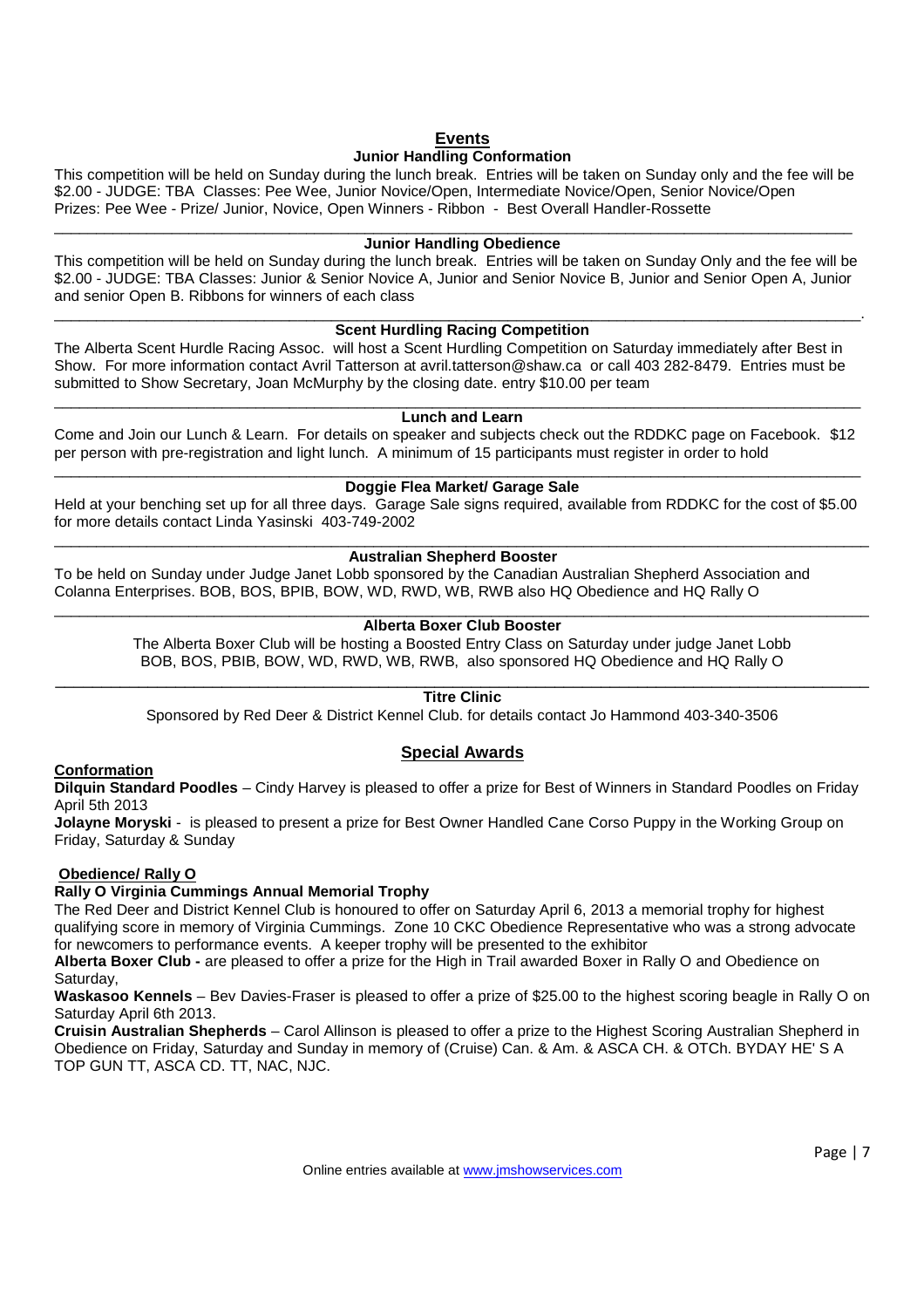# Events

### Junior Handling Conformation

This competition will be held on Sunday during the lunch break. Entries will be taken on Sunday only and the fee will be $2.00 - JUDGE: TBA Classes: Pee Wee, Junior Novice/Open, Intermediate Novice/Open, Senior Novice/Open Prizes: Pee Wee - Prize/ Junior, Novice, Open Winners - Ribbon - Best Overall Handler-Rossette

---

### Junior Handling Obedience

This competition will be held on Sunday during the lunch break. Entries will be taken on Sunday Only and the fee will be $2.00 - JUDGE: TBA Classes: Junior & Senior Novice A, Junior and Senior Novice B, Junior and Senior Open A, Junior and senior Open B. Ribbons for winners of each class

---

### Scent Hurdling Racing Competition

The Alberta Scent Hurdle Racing Assoc. will host a Scent Hurdling Competition on Saturday immediately after Best in Show. For more information contact Avril Tatterson at avril.tatterson@shaw.ca or call 403 282-8479. Entries must be submitted to Show Secretary, Joan McMurphy by the closing date. entry $10.00 per team

---

### Lunch and Learn

Come and Join our Lunch & Learn. For details on speaker and subjects check out the RDDKC page on Facebook. $12 per person with pre-registration and light lunch. A minimum of 15 participants must register in order to hold

---

### Doggie Flea Market/ Garage Sale

Held at your benching set up for all three days. Garage Sale signs required, available from RDDKC for the cost of $5.00 for more details contact Linda Yasinski 403-749-2002

---

### Australian Shepherd Booster

To be held on Sunday under Judge Janet Lobb sponsored by the Canadian Australian Shepherd Association and Colanna Enterprises. BOB, BOS, BPIB, BOW, WD, RWD, WB, RWB also HQ Obedience and HQ Rally O

---

### Alberta Boxer Club Booster

The Alberta Boxer Club will be hosting a Boosted Entry Class on Saturday under judge Janet Lobb BOB, BOS, PBIB, BOW, WD, RWD, WB, RWB, also sponsored HQ Obedience and HQ Rally O

---

### Titre Clinic

Sponsored by Red Deer & District Kennel Club. for details contact Jo Hammond 403-340-3506

## Special Awards

### Conformation

**Dilquin Standard Poodles** – Cindy Harvey is pleased to offer a prize for Best of Winners in Standard Poodles on Friday April 5th 2013

**Jolayne Moryski** - is pleased to present a prize for Best Owner Handled Cane Corso Puppy in the Working Group on Friday, Saturday & Sunday

### Obedience/ Rally O

**Rally O Virginia Cummings Annual Memorial Trophy**

The Red Deer and District Kennel Club is honoured to offer on Saturday April 6, 2013 a memorial trophy for highest qualifying score in memory of Virginia Cummings. Zone 10 CKC Obedience Representative who was a strong advocate for newcomers to performance events. A keeper trophy will be presented to the exhibitor

**Alberta Boxer Club -** are pleased to offer a prize for the High in Trail awarded Boxer in Rally O and Obedience on Saturday,

**Waskasoo Kennels** – Bev Davies-Fraser is pleased to offer a prize of $25.00 to the highest scoring beagle in Rally O on Saturday April 6th 2013.

**Cruisin Australian Shepherds** – Carol Allinson is pleased to offer a prize to the Highest Scoring Australian Shepherd in Obedience on Friday, Saturday and Sunday in memory of (Cruise) Can. & Am. & ASCA CH. & OTCh. BYDAY HE' S A TOP GUN TT, ASCA CD. TT, NAC, NJC.

Online entries available at www.jmshowservices.com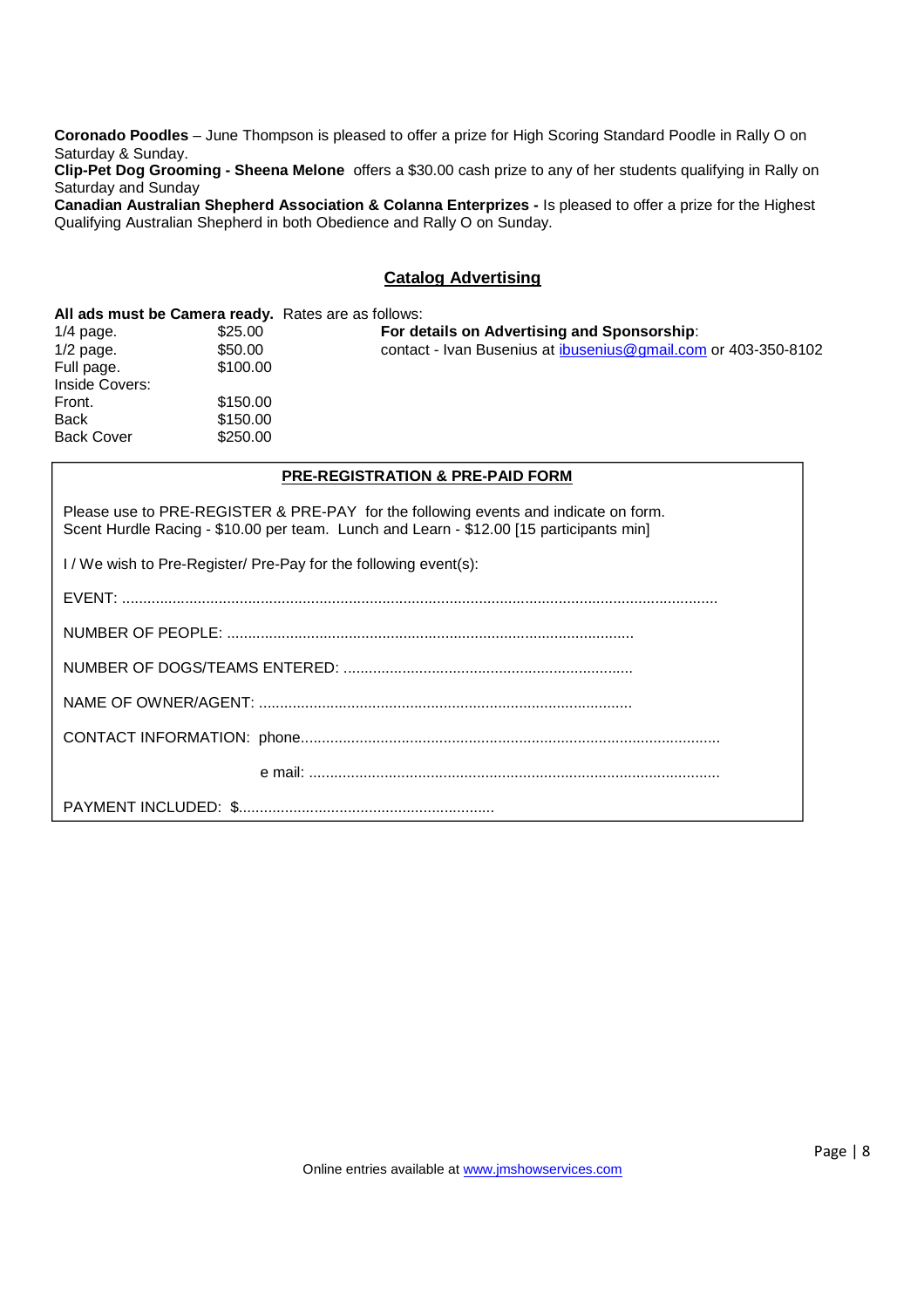**Coronado Poodles** – June Thompson is pleased to offer a prize for High Scoring Standard Poodle in Rally O on Saturday & Sunday.
**Clip-Pet Dog Grooming - Sheena Melone** offers a $30.00 cash prize to any of her students qualifying in Rally on Saturday and Sunday
**Canadian Australian Shepherd Association & Colanna Enterprizes -** Is pleased to offer a prize for the Highest Qualifying Australian Shepherd in both Obedience and Rally O on Sunday.

## Catalog Advertising

**All ads must be Camera ready.** Rates are as follows:

| | |
|---|---|
| 1/4 page. | $25.00 |
| 1/2 page. | $50.00 |
| Full page. | $100.00 |
| Inside Covers: | |
| Front. | $150.00 |
| Back | $150.00 |
| Back Cover | $250.00 |

**For details on Advertising and Sponsorship**:
contact - Ivan Busenius at ibusenius@gmail.com or 403-350-8102

### PRE-REGISTRATION & PRE-PAID FORM

Please use to PRE-REGISTER & PRE-PAY for the following events and indicate on form.
Scent Hurdle Racing - $10.00 per team. Lunch and Learn - $12.00 [15 participants min]

I / We wish to Pre-Register/ Pre-Pay for the following event(s):

EVENT: ....................................................................................................................................................

NUMBER OF PEOPLE: ................................................................................................

NUMBER OF DOGS/TEAMS ENTERED: ....................................................................

NAME OF OWNER/AGENT: .........................................................................................

CONTACT INFORMATION: phone....................................................................................................

e mail: .................................................................................................

PAYMENT INCLUDED: $............................................................

Online entries available at www.jmshowservices.com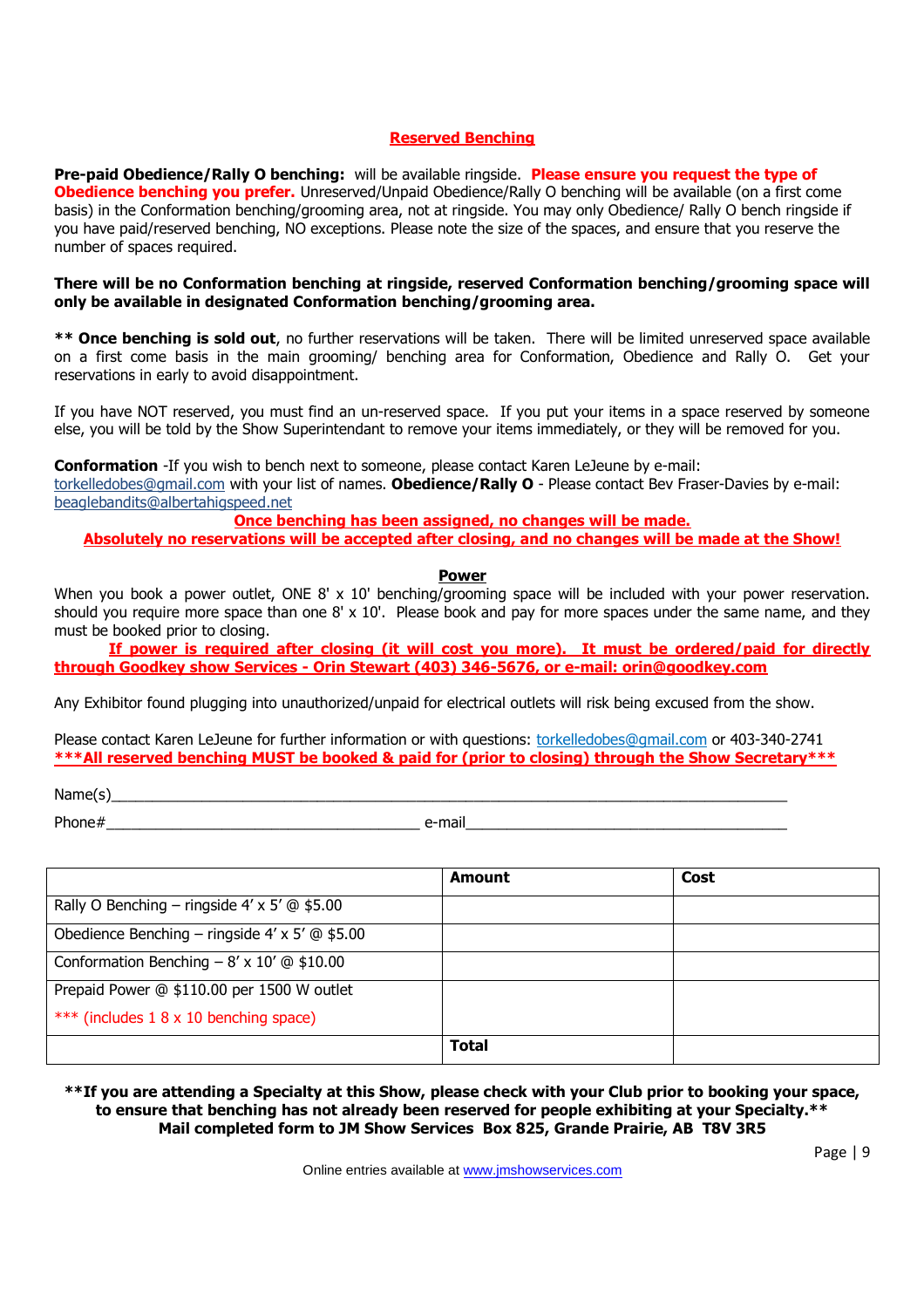## Reserved Benching

**Pre-paid Obedience/Rally O benching:** will be available ringside. **Please ensure you request the type of Obedience benching you prefer.** Unreserved/Unpaid Obedience/Rally O benching will be available (on a first come basis) in the Conformation benching/grooming area, not at ringside. You may only Obedience/ Rally O bench ringside if you have paid/reserved benching, NO exceptions. Please note the size of the spaces, and ensure that you reserve the number of spaces required.

**There will be no Conformation benching at ringside, reserved Conformation benching/grooming space will only be available in designated Conformation benching/grooming area.**

**\*\* Once benching is sold out**, no further reservations will be taken. There will be limited unreserved space available on a first come basis in the main grooming/ benching area for Conformation, Obedience and Rally O. Get your reservations in early to avoid disappointment.

If you have NOT reserved, you must find an un-reserved space. If you put your items in a space reserved by someone else, you will be told by the Show Superintendant to remove your items immediately, or they will be removed for you.

**Conformation** -If you wish to bench next to someone, please contact Karen LeJeune by e-mail: torkelledobes@gmail.com with your list of names. **Obedience/Rally O** - Please contact Bev Fraser-Davies by e-mail: beaglebandits@albertahigspeed.net

**Once benching has been assigned, no changes will be made.**
**Absolutely no reservations will be accepted after closing, and no changes will be made at the Show!**

### Power

When you book a power outlet, ONE 8' x 10' benching/grooming space will be included with your power reservation. should you require more space than one 8' x 10'. Please book and pay for more spaces under the same name, and they must be booked prior to closing.

**If power is required after closing (it will cost you more). It must be ordered/paid for directly through Goodkey show Services - Orin Stewart (403) 346-5676, or e-mail: orin@goodkey.com**

Any Exhibitor found plugging into unauthorized/unpaid for electrical outlets will risk being excused from the show.

Please contact Karen LeJeune for further information or with questions: torkelledobes@gmail.com or 403-340-2741
**\*\*\*All reserved benching MUST be booked & paid for (prior to closing) through the Show Secretary\*\*\***

Name(s)\_\_\_\_\_\_\_\_\_\_\_\_\_\_\_\_\_\_\_\_\_\_\_\_\_\_\_\_\_\_\_\_\_\_\_\_\_\_\_\_\_\_\_\_\_\_\_\_\_\_\_\_\_\_\_\_\_\_\_\_

Phone#\_\_\_\_\_\_\_\_\_\_\_\_\_\_\_\_\_\_\_\_\_\_\_\_\_\_\_\_ e-mail\_\_\_\_\_\_\_\_\_\_\_\_\_\_\_\_\_\_\_\_\_\_\_\_\_\_\_\_

| | **Amount** | **Cost** |
|---|---|---|
| Rally O Benching – ringside 4' x 5' @ $5.00 | | |
| Obedience Benching – ringside 4' x 5' @ $5.00 | | |
| Conformation Benching – 8' x 10' @ $10.00 | | |
| Prepaid Power @ $110.00 per 1500 W outlet<br>\*\*\* (includes 1 8 x 10 benching space) | | |
| | **Total** | |

**\*\*If you are attending a Specialty at this Show, please check with your Club prior to booking your space, to ensure that benching has not already been reserved for people exhibiting at your Specialty.\*\***
**Mail completed form to JM Show Services Box 825, Grande Prairie, AB T8V 3R5**

Online entries available at www.jmshowservices.com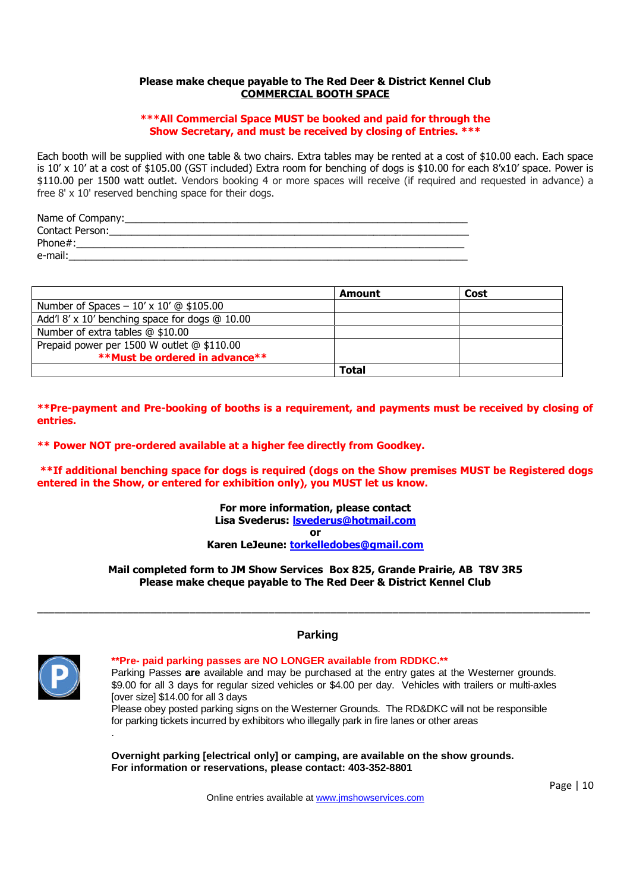**Please make cheque payable to The Red Deer & District Kennel Club**

## COMMERCIAL BOOTH SPACE

**\*\*\*All Commercial Space MUST be booked and paid for through the Show Secretary, and must be received by closing of Entries. \*\*\***

Each booth will be supplied with one table & two chairs. Extra tables may be rented at a cost of $10.00 each. Each space is 10' x 10' at a cost of $105.00 (GST included) Extra room for benching of dogs is $10.00 for each 8'x10' space. Power is $110.00 per 1500 watt outlet. Vendors booking 4 or more spaces will receive (if required and requested in advance) a free 8' x 10' reserved benching space for their dogs.

Name of Company:_______________________________________________________________
Contact Person:_________________________________________________________________
Phone#:________________________________________________________________________
e-mail:________________________________________________________________________

| | **Amount** | **Cost** |
|---|---|---|
| Number of Spaces – 10' x 10' @ $105.00 | | |
| Add'l 8' x 10' benching space for dogs @ 10.00 | | |
| Number of extra tables @ $10.00 | | |
| Prepaid power per 1500 W outlet @ $110.00 **\*\*Must be ordered in advance\*\*** | | |
| | **Total** | |

**\*\*Pre-payment and Pre-booking of booths is a requirement, and payments must be received by closing of entries.**

**\*\* Power NOT pre-ordered available at a higher fee directly from Goodkey.**

**\*\*If additional benching space for dogs is required (dogs on the Show premises MUST be Registered dogs entered in the Show, or entered for exhibition only), you MUST let us know.**

**For more information, please contact**
**Lisa Svederus: lsvederus@hotmail.com**
**or**
**Karen LeJeune: torkelledobes@gmail.com**

**Mail completed form to JM Show Services Box 825, Grande Prairie, AB T8V 3R5**
**Please make cheque payable to The Red Deer & District Kennel Club**

---

## Parking

**\*\*Pre- paid parking passes are NO LONGER available from RDDKC.\*\***

Parking Passes **are** available and may be purchased at the entry gates at the Westerner grounds. $9.00 for all 3 days for regular sized vehicles or $4.00 per day. Vehicles with trailers or multi-axles [over size] $14.00 for all 3 days

Please obey posted parking signs on the Westerner Grounds. The RD&DKC will not be responsible for parking tickets incurred by exhibitors who illegally park in fire lanes or other areas

**Overnight parking [electrical only] or camping, are available on the show grounds.**
**For information or reservations, please contact: 403-352-8801**

Online entries available at www.jmshowservices.com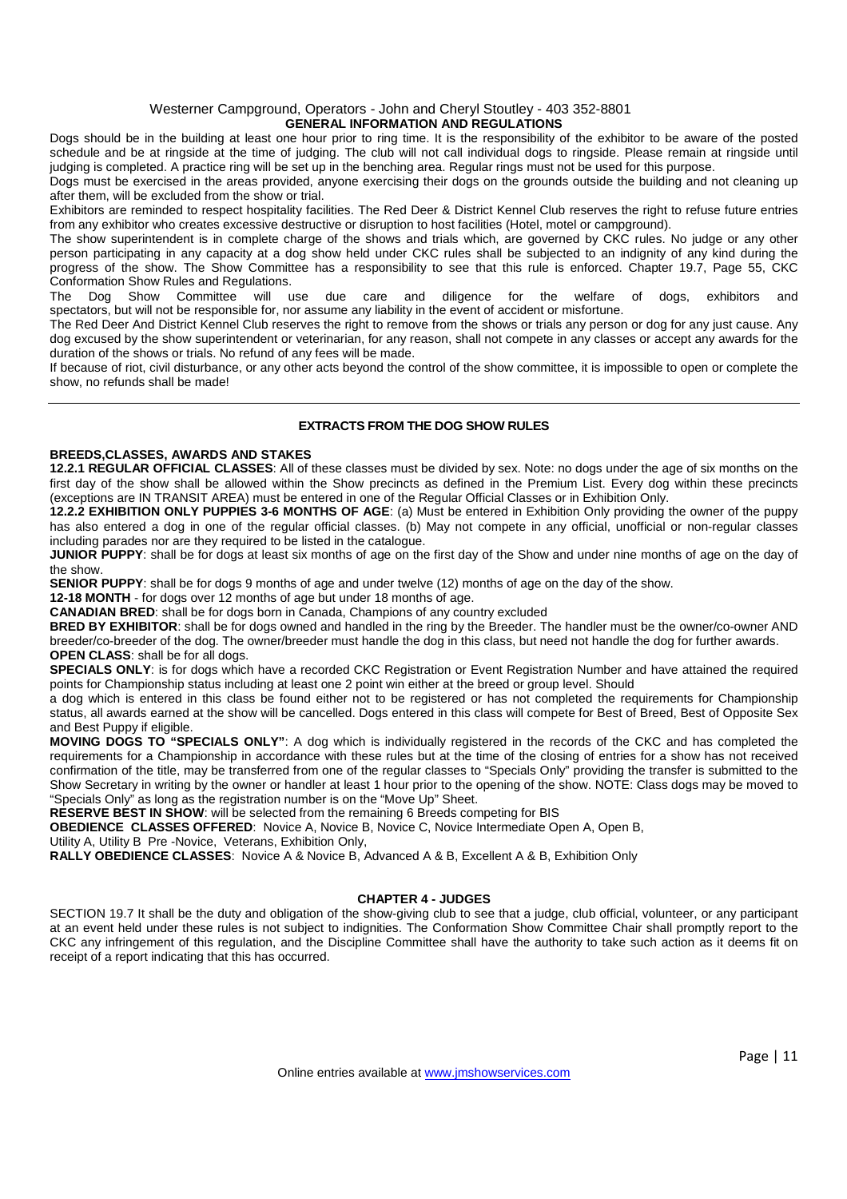Westerner Campground, Operators - John and Cheryl Stoutley - 403 352-8801

## GENERAL INFORMATION AND REGULATIONS

Dogs should be in the building at least one hour prior to ring time. It is the responsibility of the exhibitor to be aware of the posted schedule and be at ringside at the time of judging. The club will not call individual dogs to ringside. Please remain at ringside until judging is completed. A practice ring will be set up in the benching area. Regular rings must not be used for this purpose.

Dogs must be exercised in the areas provided, anyone exercising their dogs on the grounds outside the building and not cleaning up after them, will be excluded from the show or trial.

Exhibitors are reminded to respect hospitality facilities. The Red Deer & District Kennel Club reserves the right to refuse future entries from any exhibitor who creates excessive destructive or disruption to host facilities (Hotel, motel or campground).

The show superintendent is in complete charge of the shows and trials which, are governed by CKC rules. No judge or any other person participating in any capacity at a dog show held under CKC rules shall be subjected to an indignity of any kind during the progress of the show. The Show Committee has a responsibility to see that this rule is enforced. Chapter 19.7, Page 55, CKC Conformation Show Rules and Regulations.

The Dog Show Committee will use due care and diligence for the welfare of dogs, exhibitors and spectators, but will not be responsible for, nor assume any liability in the event of accident or misfortune.

The Red Deer And District Kennel Club reserves the right to remove from the shows or trials any person or dog for any just cause. Any dog excused by the show superintendent or veterinarian, for any reason, shall not compete in any classes or accept any awards for the duration of the shows or trials. No refund of any fees will be made.

If because of riot, civil disturbance, or any other acts beyond the control of the show committee, it is impossible to open or complete the show, no refunds shall be made!

---

## EXTRACTS FROM THE DOG SHOW RULES

**BREEDS,CLASSES, AWARDS AND STAKES**

**12.2.1 REGULAR OFFICIAL CLASSES**: All of these classes must be divided by sex. Note: no dogs under the age of six months on the first day of the show shall be allowed within the Show precincts as defined in the Premium List. Every dog within these precincts (exceptions are IN TRANSIT AREA) must be entered in one of the Regular Official Classes or in Exhibition Only.

**12.2.2 EXHIBITION ONLY PUPPIES 3-6 MONTHS OF AGE**: (a) Must be entered in Exhibition Only providing the owner of the puppy has also entered a dog in one of the regular official classes. (b) May not compete in any official, unofficial or non-regular classes including parades nor are they required to be listed in the catalogue.

**JUNIOR PUPPY**: shall be for dogs at least six months of age on the first day of the Show and under nine months of age on the day of the show.

**SENIOR PUPPY**: shall be for dogs 9 months of age and under twelve (12) months of age on the day of the show.

**12-18 MONTH** - for dogs over 12 months of age but under 18 months of age.

**CANADIAN BRED**: shall be for dogs born in Canada, Champions of any country excluded

**BRED BY EXHIBITOR**: shall be for dogs owned and handled in the ring by the Breeder. The handler must be the owner/co-owner AND breeder/co-breeder of the dog. The owner/breeder must handle the dog in this class, but need not handle the dog for further awards.

**OPEN CLASS**: shall be for all dogs.

**SPECIALS ONLY**: is for dogs which have a recorded CKC Registration or Event Registration Number and have attained the required points for Championship status including at least one 2 point win either at the breed or group level. Should a dog which is entered in this class be found either not to be registered or has not completed the requirements for Championship status, all awards earned at the show will be cancelled. Dogs entered in this class will compete for Best of Breed, Best of Opposite Sex and Best Puppy if eligible.

**MOVING DOGS TO "SPECIALS ONLY"**: A dog which is individually registered in the records of the CKC and has completed the requirements for a Championship in accordance with these rules but at the time of the closing of entries for a show has not received confirmation of the title, may be transferred from one of the regular classes to "Specials Only" providing the transfer is submitted to the Show Secretary in writing by the owner or handler at least 1 hour prior to the opening of the show. NOTE: Class dogs may be moved to "Specials Only" as long as the registration number is on the "Move Up" Sheet.

**RESERVE BEST IN SHOW**: will be selected from the remaining 6 Breeds competing for BIS

**OBEDIENCE CLASSES OFFERED**: Novice A, Novice B, Novice C, Novice Intermediate Open A, Open B, Utility A, Utility B Pre -Novice, Veterans, Exhibition Only,

**RALLY OBEDIENCE CLASSES**: Novice A & Novice B, Advanced A & B, Excellent A & B, Exhibition Only

## CHAPTER 4 - JUDGES

SECTION 19.7 It shall be the duty and obligation of the show-giving club to see that a judge, club official, volunteer, or any participant at an event held under these rules is not subject to indignities. The Conformation Show Committee Chair shall promptly report to the CKC any infringement of this regulation, and the Discipline Committee shall have the authority to take such action as it deems fit on receipt of a report indicating that this has occurred.

Online entries available at www.jmshowservices.com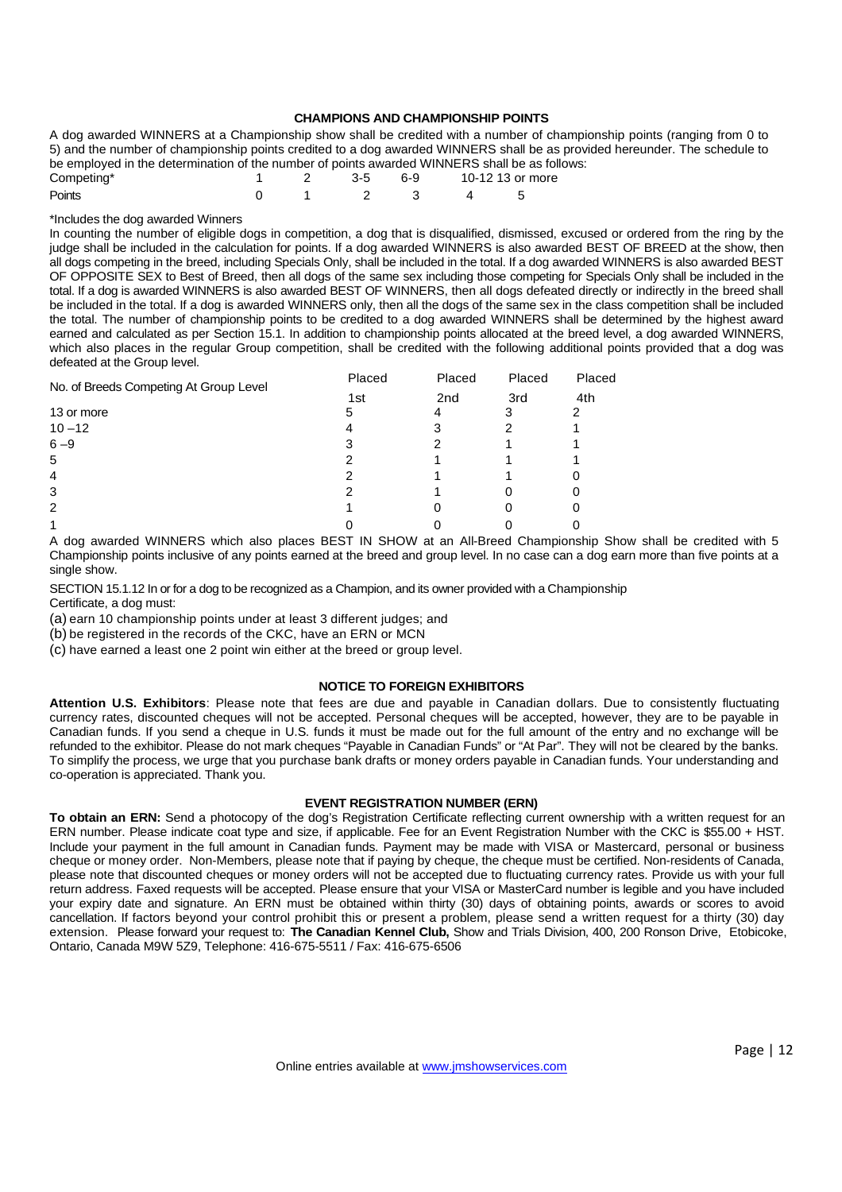## CHAMPIONS AND CHAMPIONSHIP POINTS

A dog awarded WINNERS at a Championship show shall be credited with a number of championship points (ranging from 0 to 5) and the number of championship points credited to a dog awarded WINNERS shall be as provided hereunder. The schedule to be employed in the determination of the number of points awarded WINNERS shall be as follows:

| Competing* | 1 | 2 | 3-5 | 6-9 | 10-12 | 13 or more |
|---|---|---|---|---|---|---|
| Points | 0 | 1 | 2 | 3 | 4 | 5 |

*Includes the dog awarded Winners

In counting the number of eligible dogs in competition, a dog that is disqualified, dismissed, excused or ordered from the ring by the judge shall be included in the calculation for points. If a dog awarded WINNERS is also awarded BEST OF BREED at the show, then all dogs competing in the breed, including Specials Only, shall be included in the total. If a dog awarded WINNERS is also awarded BEST OF OPPOSITE SEX to Best of Breed, then all dogs of the same sex including those competing for Specials Only shall be included in the total. If a dog is awarded WINNERS is also awarded BEST OF WINNERS, then all dogs defeated directly or indirectly in the breed shall be included in the total. If a dog is awarded WINNERS only, then all the dogs of the same sex in the class competition shall be included the total. The number of championship points to be credited to a dog awarded WINNERS shall be determined by the highest award earned and calculated as per Section 15.1. In addition to championship points allocated at the breed level, a dog awarded WINNERS, which also places in the regular Group competition, shall be credited with the following additional points provided that a dog was defeated at the Group level.

| No. of Breeds Competing At Group Level | Placed 1st | Placed 2nd | Placed 3rd | Placed 4th |
|---|---|---|---|---|
| 13 or more | 5 | 4 | 3 | 2 |
| 10 –12 | 4 | 3 | 2 | 1 |
| 6 –9 | 3 | 2 | 1 | 1 |
| 5 | 2 | 1 | 1 | 1 |
| 4 | 2 | 1 | 1 | 0 |
| 3 | 2 | 1 | 0 | 0 |
| 2 | 1 | 0 | 0 | 0 |
| 1 | 0 | 0 | 0 | 0 |

A dog awarded WINNERS which also places BEST IN SHOW at an All-Breed Championship Show shall be credited with 5 Championship points inclusive of any points earned at the breed and group level. In no case can a dog earn more than five points at a single show.

SECTION 15.1.12 In or for a dog to be recognized as a Champion, and its owner provided with a Championship Certificate, a dog must:

(a) earn 10 championship points under at least 3 different judges; and

(b) be registered in the records of the CKC, have an ERN or MCN

(c) have earned a least one 2 point win either at the breed or group level.

## NOTICE TO FOREIGN EXHIBITORS

**Attention U.S. Exhibitors**: Please note that fees are due and payable in Canadian dollars. Due to consistently fluctuating currency rates, discounted cheques will not be accepted. Personal cheques will be accepted, however, they are to be payable in Canadian funds. If you send a cheque in U.S. funds it must be made out for the full amount of the entry and no exchange will be refunded to the exhibitor. Please do not mark cheques "Payable in Canadian Funds" or "At Par". They will not be cleared by the banks. To simplify the process, we urge that you purchase bank drafts or money orders payable in Canadian funds. Your understanding and co-operation is appreciated. Thank you.

## EVENT REGISTRATION NUMBER (ERN)

**To obtain an ERN:** Send a photocopy of the dog's Registration Certificate reflecting current ownership with a written request for an ERN number. Please indicate coat type and size, if applicable. Fee for an Event Registration Number with the CKC is $55.00 + HST. Include your payment in the full amount in Canadian funds. Payment may be made with VISA or Mastercard, personal or business cheque or money order. Non-Members, please note that if paying by cheque, the cheque must be certified. Non-residents of Canada, please note that discounted cheques or money orders will not be accepted due to fluctuating currency rates. Provide us with your full return address. Faxed requests will be accepted. Please ensure that your VISA or MasterCard number is legible and you have included your expiry date and signature. An ERN must be obtained within thirty (30) days of obtaining points, awards or scores to avoid cancellation. If factors beyond your control prohibit this or present a problem, please send a written request for a thirty (30) day extension. Please forward your request to: **The Canadian Kennel Club,** Show and Trials Division, 400, 200 Ronson Drive, Etobicoke, Ontario, Canada M9W 5Z9, Telephone: 416-675-5511 / Fax: 416-675-6506

Online entries available at www.jmshowservices.com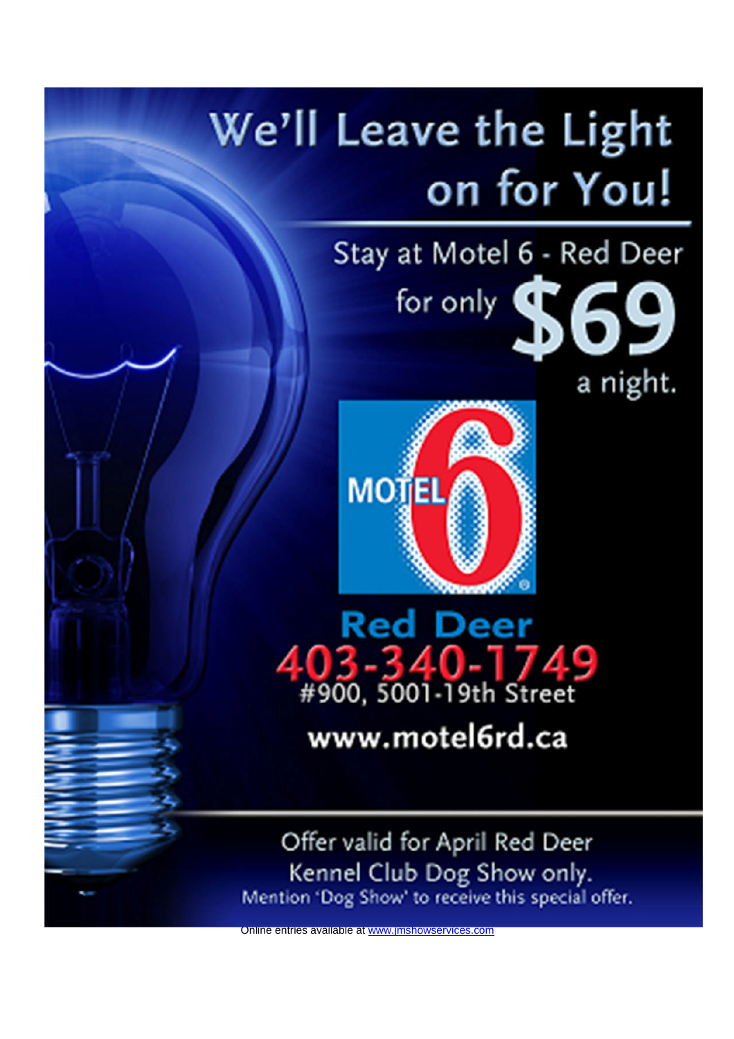# We'll Leave the Light on for You!

Stay at Motel 6 - Red Deer for only **$69** a night.

MOTEL 6

**Red Deer**

**403-340-1749**

#900, 5001-19th Street

**www.motel6rd.ca**

Offer valid for April Red Deer Kennel Club Dog Show only.

Mention 'Dog Show' to receive this special offer.

Online entries available at [www.jmshowservices.com](http://www.jmshowservices.com)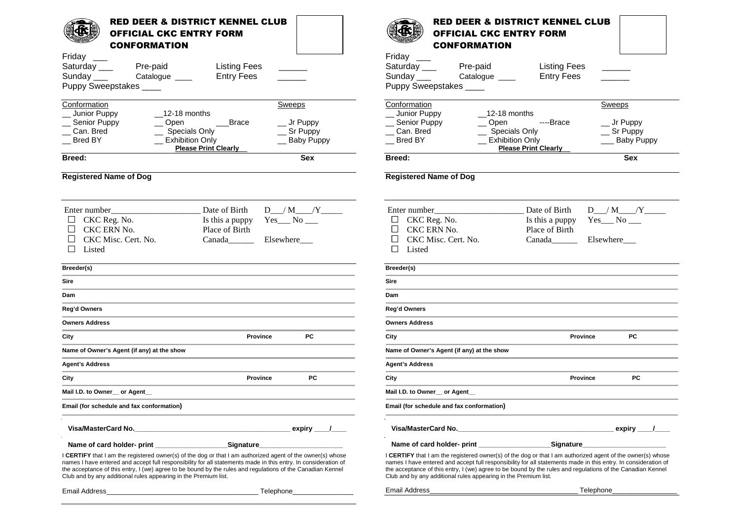# RED DEER & DISTRICT KENNEL CLUB
## OFFICIAL CKC ENTRY FORM
## CONFORMATION

Friday ___
Saturday ___ Pre-paid Listing Fees ______
Sunday ___ Catalogue ____ Entry Fees ______
Puppy Sweepstakes ____

| Conformation | | Sweeps |
|---|---|---|
| __ Junior Puppy | __12-18 months | |
| __ Senior Puppy | __ Open ___Brace | __ Jr Puppy |
| __ Can. Bred | __ Specials Only | __ Sr Puppy |
| __ Bred BY | __ Exhibition Only | __ Baby Puppy |

**Please Print Clearly**

**Breed:** **Sex**

**Registered Name of Dog**

Enter number____________________ Date of Birth D___/ M____/Y_____
☐ CKC Reg. No. Is this a puppy Yes___ No ___
☐ CKC ERN No. Place of Birth
☐ CKC Misc. Cert. No. Canada______ Elsewhere___
☐ Listed

**Breeder(s)**

**Sire**

**Dam**

**Reg'd Owners**

**Owners Address**

**City** **Province** **PC**

**Name of Owner's Agent (if any) at the show**

**Agent's Address**

**City** **Province** **PC**

**Mail I.D. to Owner__ or Agent__**

**Email (for schedule and fax conformation)**

**Visa/MasterCard No.________________________________________ expiry ____/____**

**Name of card holder- print __________________Signature_____________________**

I **CERTIFY** that I am the registered owner(s) of the dog or that I am authorized agent of the owner(s) whose names I have entered and accept full responsibility for all statements made in this entry. In consideration of the acceptance of this entry, I (we) agree to be bound by the rules and regulations of the Canadian Kennel Club and by any additional rules appearing in the Premium list.

Email Address_______________________________________ Telephone________________

---

# RED DEER & DISTRICT KENNEL CLUB
## OFFICIAL CKC ENTRY FORM
## CONFORMATION

Friday ___
Saturday ___ Pre-paid Listing Fees ______
Sunday ___ Catalogue ____ Entry Fees ______
Puppy Sweepstakes ____

| Conformation | | Sweeps |
|---|---|---|
| __ Junior Puppy | __12-18 months | |
| __ Senior Puppy | __ Open ----Brace | __ Jr Puppy |
| __ Can. Bred | __ Specials Only | __ Sr Puppy |
| __ Bred BY | __ Exhibition Only | ___ Baby Puppy |

**Please Print Clearly**

**Breed:** **Sex**

**Registered Name of Dog**

Enter number____________________ Date of Birth D___/ M____/Y_____
☐ CKC Reg. No. Is this a puppy Yes___ No ___
☐ CKC ERN No. Place of Birth
☐ CKC Misc. Cert. No. Canada______ Elsewhere___
☐ Listed

**Breeder(s)**

**Sire**

**Dam**

**Reg'd Owners**

**Owners Address**

**City** **Province** **PC**

**Name of Owner's Agent (if any) at the show**

**Agent's Address**

**City** **Province** **PC**

**Mail I.D. to Owner__ or Agent__**

**Email (for schedule and fax conformation)**

**Visa/MasterCard No.________________________________________ expiry ____/____**

**Name of card holder- print __________________Signature_____________________**

I **CERTIFY** that I am the registered owner(s) of the dog or that I am authorized agent of the owner(s) whose names I have entered and accept full responsibility for all statements made in this entry. In consideration of the acceptance of this entry, I (we) agree to be bound by the rules and regulations of the Canadian Kennel Club and by any additional rules appearing in the Premium list.

Email Address_______________________________________ Telephone_________________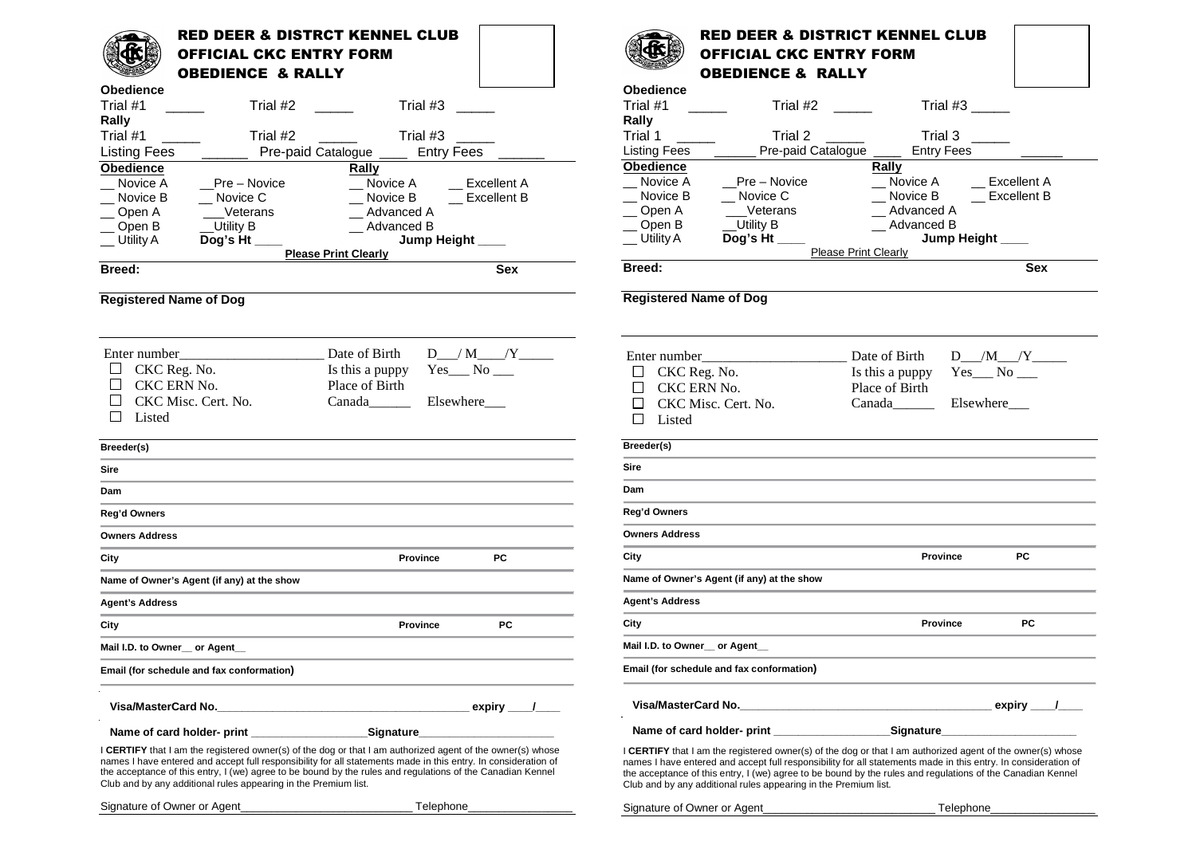# RED DEER & DISTRCT KENNEL CLUB
## OFFICIAL CKC ENTRY FORM
## OBEDIENCE & RALLY

**Obedience**
Trial #1 _____ Trial #2 _____ Trial #3 _____
**Rally**
Trial #1 _____ Trial #2 _____ Trial #3 _____
Listing Fees ______ Pre-paid Catalogue ____ Entry Fees ______

| **Obedience** | | **Rally** | |
|---|---|---|---|
| __ Novice A | __Pre – Novice | __ Novice A | __ Excellent A |
| __ Novice B | __ Novice C | __ Novice B | __ Excellent B |
| __ Open A | ___Veterans | __ Advanced A | |
| __ Open B | __Utility B | __ Advanced B | |
| __ Utility A | **Dog's Ht ____** | **Jump Height ____** | |

**Please Print Clearly**

**Breed:** **Sex**

**Registered Name of Dog**

Enter number____________________ Date of Birth D___/ M____/Y_____
☐ CKC Reg. No. Is this a puppy Yes___ No ___
☐ CKC ERN No. Place of Birth
☐ CKC Misc. Cert. No. Canada______ Elsewhere___
☐ Listed

**Breeder(s)**

**Sire**

**Dam**

**Reg'd Owners**

**Owners Address**

**City** **Province** **PC**

**Name of Owner's Agent (if any) at the show**

**Agent's Address**

**City** **Province** **PC**

**Mail I.D. to Owner__ or Agent__**

**Email (for schedule and fax conformation)**

**Visa/MasterCard No.________________________________________ expiry ____/____**

**Name of card holder- print __________________Signature_____________________**

I **CERTIFY** that I am the registered owner(s) of the dog or that I am authorized agent of the owner(s) whose names I have entered and accept full responsibility for all statements made in this entry. In consideration of the acceptance of this entry, I (we) agree to be bound by the rules and regulations of the Canadian Kennel Club and by any additional rules appearing in the Premium list.

Signature of Owner or Agent___________________________ Telephone________________

# RED DEER & DISTRICT KENNEL CLUB
## OFFICIAL CKC ENTRY FORM
## OBEDIENCE & RALLY

**Obedience**
Trial #1 _____ Trial #2 _____ Trial #3 _____
**Rally**
Trial 1 _____ Trial 2 _____ Trial 3 _____
Listing Fees ______ Pre-paid Catalogue ____ Entry Fees ______

| **Obedience** | | **Rally** | |
|---|---|---|---|
| __ Novice A | __Pre – Novice | __ Novice A | __ Excellent A |
| __ Novice B | __ Novice C | __ Novice B | __ Excellent B |
| __ Open A | ___Veterans | __ Advanced A | |
| __ Open B | __Utility B | __ Advanced B | |
| __ Utility A | **Dog's Ht ____** | **Jump Height ____** | |

Please Print Clearly

**Breed:** **Sex**

**Registered Name of Dog**

Enter number____________________ Date of Birth D___/M___/Y_____
☐ CKC Reg. No. Is this a puppy Yes___ No ___
☐ CKC ERN No. Place of Birth
☐ CKC Misc. Cert. No. Canada______ Elsewhere___
☐ Listed

**Breeder(s)**

**Sire**

**Dam**

**Reg'd Owners**

**Owners Address**

**City** **Province** **PC**

**Name of Owner's Agent (if any) at the show**

**Agent's Address**

**City** **Province** **PC**

**Mail I.D. to Owner__ or Agent__**

**Email (for schedule and fax conformation)**

**Visa/MasterCard No.________________________________________ expiry ____/____**

**Name of card holder- print __________________Signature_____________________**

I **CERTIFY** that I am the registered owner(s) of the dog or that I am authorized agent of the owner(s) whose names I have entered and accept full responsibility for all statements made in this entry. In consideration of the acceptance of this entry, I (we) agree to be bound by the rules and regulations of the Canadian Kennel Club and by any additional rules appearing in the Premium list.

Signature of Owner or Agent___________________________ Telephone________________